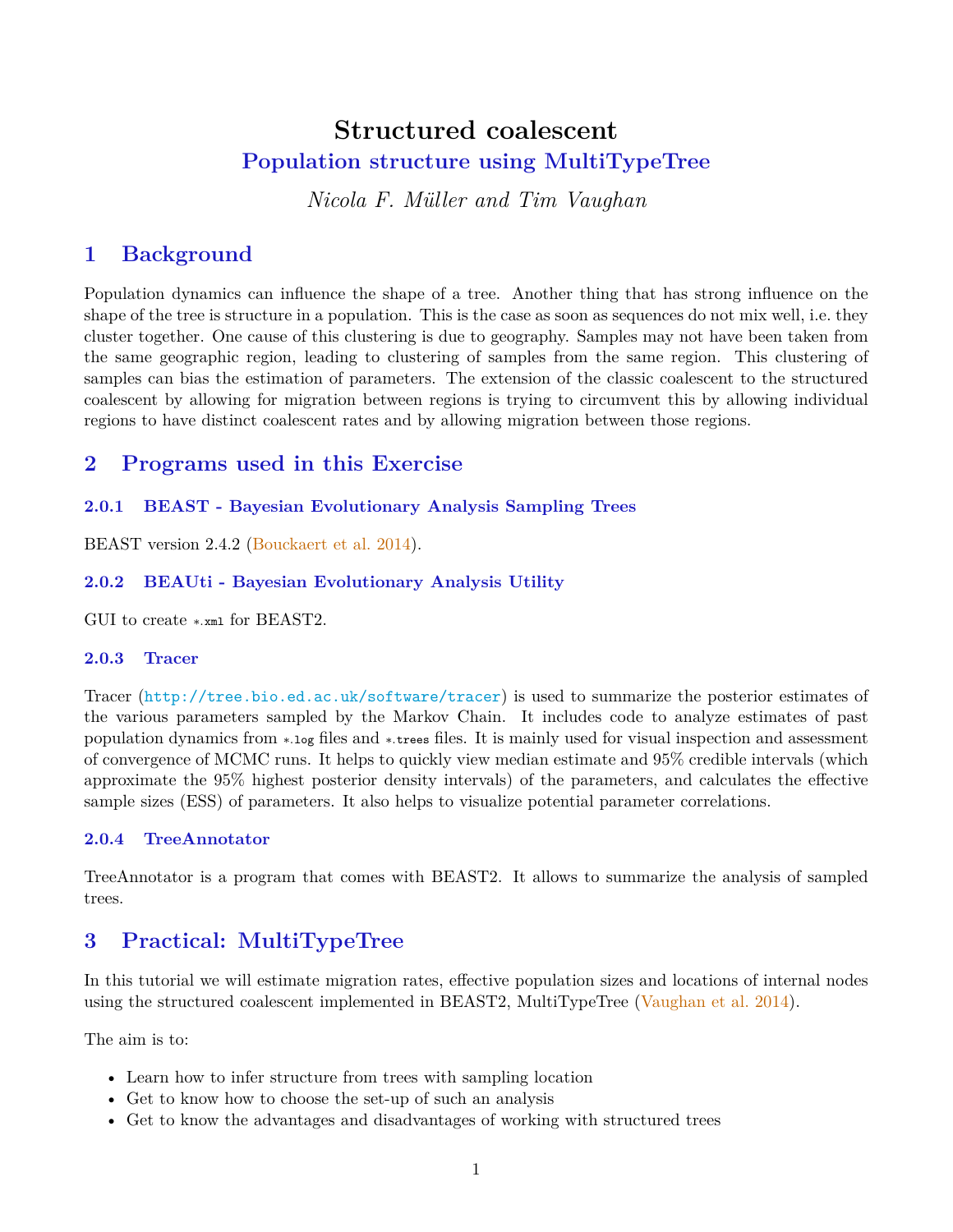# Structured coalescent

## Population structure using MultiTypeTree

*Nicola F. Müller and Tim Vaughan*

## 1 Background

Population dynamics can influence the shape of a tree. Another thing that has strong influence on the shape of the tree is structure in a population. This is the case as soon as sequences do not mix well, i.e. they cluster together. One cause of this clustering is due to geography. Samples may not have been taken from the same geographic region, leading to clustering of samples from the same region. This clustering of samples can bias the estimation of parameters. The extension of the classic coalescent to the structured coalescent by allowing for migration between regions is trying to circumvent this by allowing individual regions to have distinct coalescent rates and by allowing migration between those regions.

## 2 Programs used in this Exercise

#### 2.0.1 BEAST - Bayesian Evolutionary Analysis Sampling Trees

BEAST version 2.4.2 (Bouckaert et al. 2014).

#### 2.0.2 BEAUti - Bayesian Evolutionary Analysis Utility

GUI to create `*.xml` for BEAST2.

#### 2.0.3 Tracer

Tracer (http://tree.bio.ed.ac.uk/software/tracer) is used to summarize the posterior estimates of the various parameters sampled by the Markov Chain. It includes code to analyze estimates of past population dynamics from `*.log` files and `*.trees` files. It is mainly used for visual inspection and assessment of convergence of MCMC runs. It helps to quickly view median estimate and 95% credible intervals (which approximate the 95% highest posterior density intervals) of the parameters, and calculates the effective sample sizes (ESS) of parameters. It also helps to visualize potential parameter correlations.

#### 2.0.4 TreeAnnotator

TreeAnnotator is a program that comes with BEAST2. It allows to summarize the analysis of sampled trees.

## 3 Practical: MultiTypeTree

In this tutorial we will estimate migration rates, effective population sizes and locations of internal nodes using the structured coalescent implemented in BEAST2, MultiTypeTree (Vaughan et al. 2014).

The aim is to:

- Learn how to infer structure from trees with sampling location
- Get to know how to choose the set-up of such an analysis
- Get to know the advantages and disadvantages of working with structured trees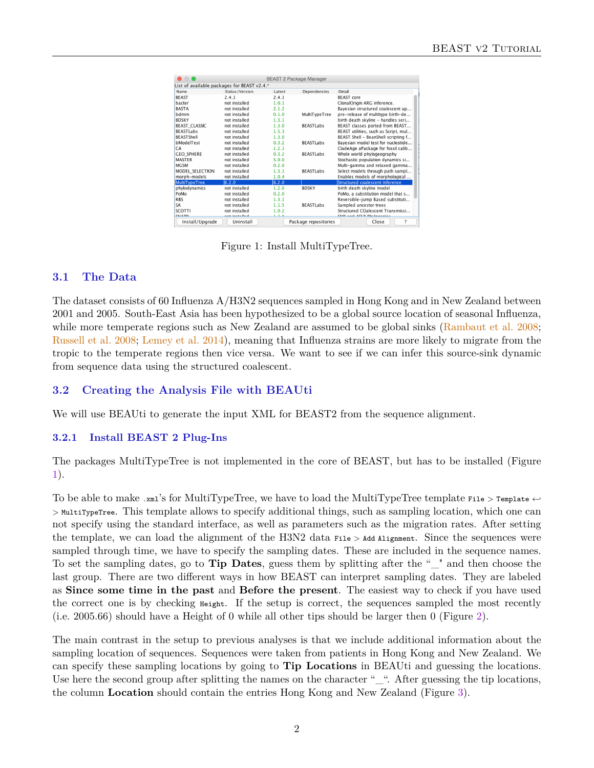Figure 1: Install MultiTypeTree.

### 3.1 The Data

The dataset consists of 60 Influenza A/H3N2 sequences sampled in Hong Kong and in New Zealand between 2001 and 2005. South-East Asia has been hypothesized to be a global source location of seasonal Influenza, while more temperate regions such as New Zealand are assumed to be global sinks (Rambaut et al. 2008; Russell et al. 2008; Lemey et al. 2014), meaning that Influenza strains are more likely to migrate from the tropic to the temperate regions then vice versa. We want to see if we can infer this source-sink dynamic from sequence data using the structured coalescent.

### 3.2 Creating the Analysis File with BEAUti

We will use BEAUti to generate the input XML for BEAST2 from the sequence alignment.

#### 3.2.1 Install BEAST 2 Plug-Ins

The packages MultiTypeTree is not implemented in the core of BEAST, but has to be installed (Figure 1).

To be able to make `.xml`'s for MultiTypeTree, we have to load the MultiTypeTree template `File` > `Template` ↩ > `MultiTypeTree`. This template allows to specify additional things, such as sampling location, which one can not specify using the standard interface, as well as parameters such as the migration rates. After setting the template, we can load the alignment of the H3N2 data `File` > `Add Alignment`. Since the sequences were sampled through time, we have to specify the sampling dates. These are included in the sequence names. To set the sampling dates, go to **Tip Dates**, guess them by splitting after the "_" and then choose the last group. There are two different ways in how BEAST can interpret sampling dates. They are labeled as **Since some time in the past** and **Before the present**. The easiest way to check if you have used the correct one is by checking `Height`. If the setup is correct, the sequences sampled the most recently (i.e. 2005.66) should have a Height of 0 while all other tips should be larger then 0 (Figure 2).

The main contrast in the setup to previous analyses is that we include additional information about the sampling location of sequences. Sequences were taken from patients in Hong Kong and New Zealand. We can specify these sampling locations by going to **Tip Locations** in BEAUti and guessing the locations. Use here the second group after splitting the names on the character "_". After guessing the tip locations, the column **Location** should contain the entries Hong Kong and New Zealand (Figure 3).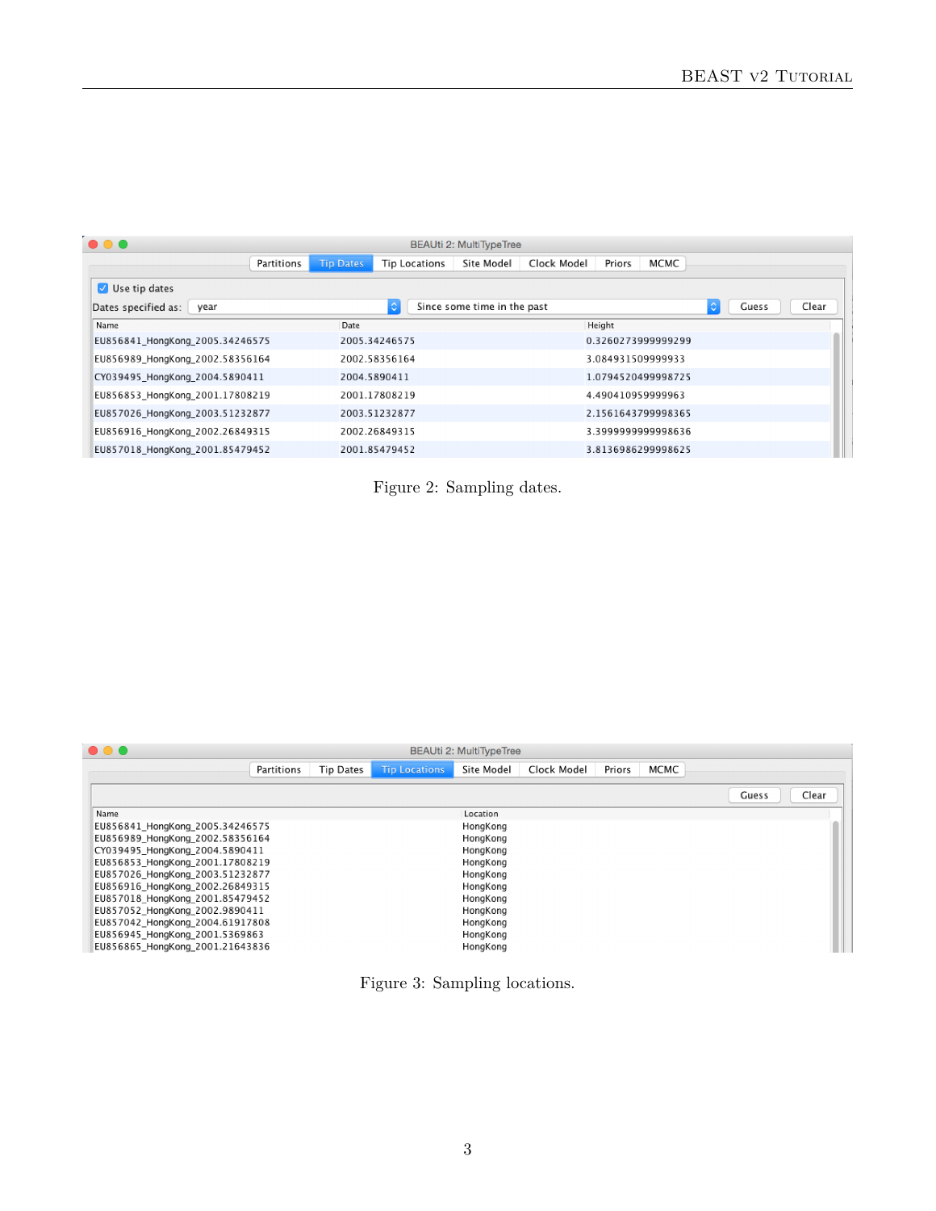| Name | Date | Height |
|---|---|---|
| EU856841_HongKong_2005.34246575 | 2005.34246575 | 0.3260273999999299 |
| EU856989_HongKong_2002.58356164 | 2002.58356164 | 3.084931509999933 |
| CY039495_HongKong_2004.5890411 | 2004.5890411 | 1.0794520499998725 |
| EU856853_HongKong_2001.17808219 | 2001.17808219 | 4.490410959999963 |
| EU857026_HongKong_2003.51232877 | 2003.51232877 | 2.1561643799998365 |
| EU856916_HongKong_2002.26849315 | 2002.26849315 | 3.3999999999998636 |
| EU857018_HongKong_2001.85479452 | 2001.85479452 | 3.8136986299998625 |

Figure 2: Sampling dates.

| Name | Location |
|---|---|
| EU856841_HongKong_2005.34246575 | HongKong |
| EU856989_HongKong_2002.58356164 | HongKong |
| CY039495_HongKong_2004.5890411 | HongKong |
| EU856853_HongKong_2001.17808219 | HongKong |
| EU857026_HongKong_2003.51232877 | HongKong |
| EU856916_HongKong_2002.26849315 | HongKong |
| EU857018_HongKong_2001.85479452 | HongKong |
| EU857052_HongKong_2002.9890411 | HongKong |
| EU857042_HongKong_2004.61917808 | HongKong |
| EU856945_HongKong_2001.5369863 | HongKong |
| EU856865_HongKong_2001.21643836 | HongKong |

Figure 3: Sampling locations.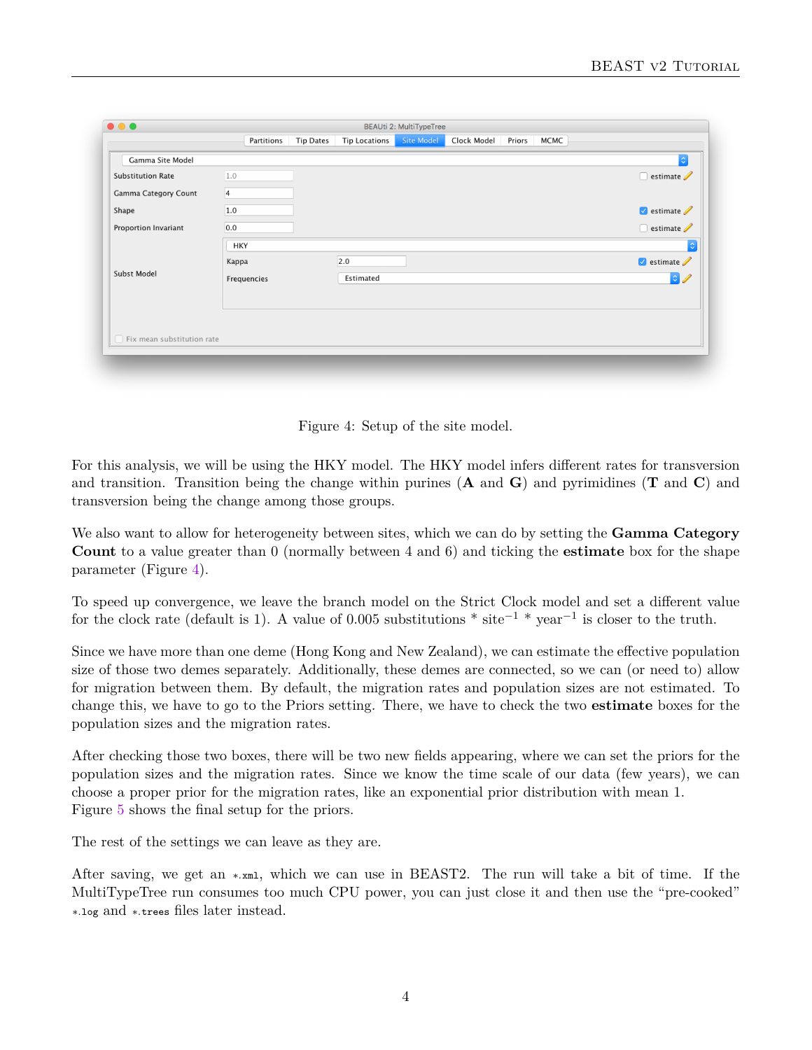Figure 4: Setup of the site model.

For this analysis, we will be using the HKY model. The HKY model infers different rates for transversion and transition. Transition being the change within purines (**A** and **G**) and pyrimidines (**T** and **C**) and transversion being the change among those groups.

We also want to allow for heterogeneity between sites, which we can do by setting the **Gamma Category Count** to a value greater than 0 (normally between 4 and 6) and ticking the **estimate** box for the shape parameter (Figure 4).

To speed up convergence, we leave the branch model on the Strict Clock model and set a different value for the clock rate (default is 1). A value of 0.005 substitutions * site$^{-1}$ * year$^{-1}$ is closer to the truth.

Since we have more than one deme (Hong Kong and New Zealand), we can estimate the effective population size of those two demes separately. Additionally, these demes are connected, so we can (or need to) allow for migration between them. By default, the migration rates and population sizes are not estimated. To change this, we have to go to the Priors setting. There, we have to check the two **estimate** boxes for the population sizes and the migration rates.

After checking those two boxes, there will be two new fields appearing, where we can set the priors for the population sizes and the migration rates. Since we know the time scale of our data (few years), we can choose a proper prior for the migration rates, like an exponential prior distribution with mean 1. Figure 5 shows the final setup for the priors.

The rest of the settings we can leave as they are.

After saving, we get an `*.xml`, which we can use in BEAST2. The run will take a bit of time. If the MultiTypeTree run consumes too much CPU power, you can just close it and then use the "pre-cooked" `*.log` and `*.trees` files later instead.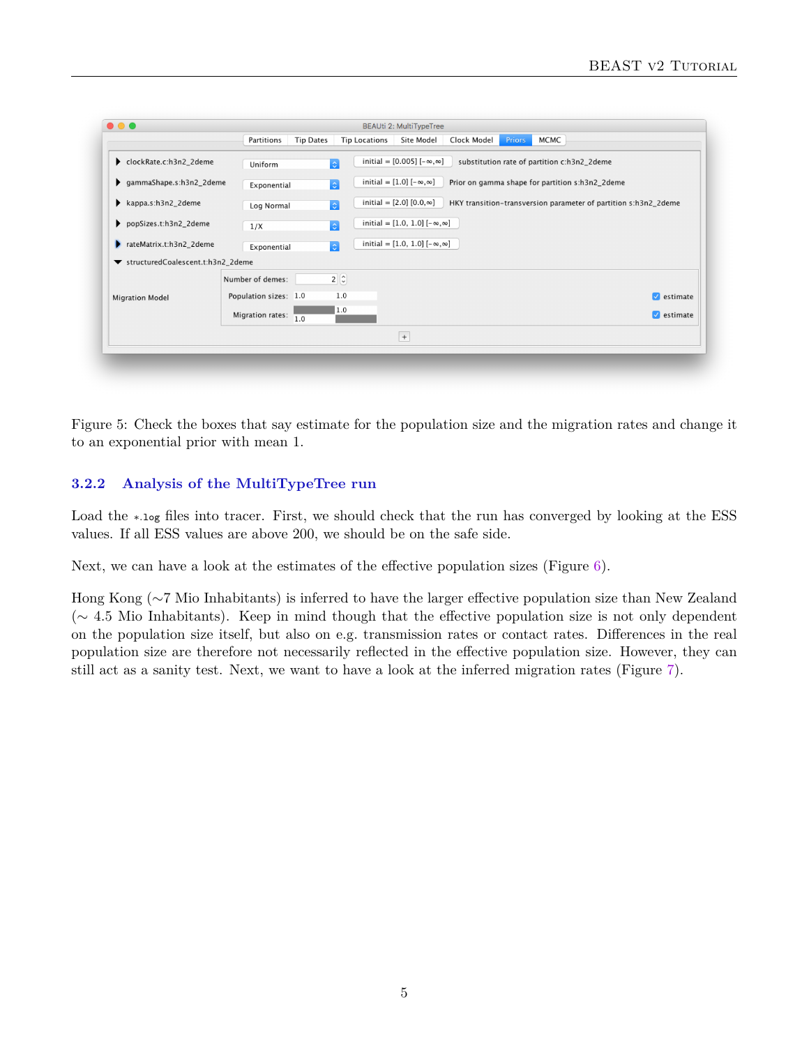Figure 5: Check the boxes that say estimate for the population size and the migration rates and change it to an exponential prior with mean 1.

### 3.2.2 Analysis of the MultiTypeTree run

Load the `*.log` files into tracer. First, we should check that the run has converged by looking at the ESS values. If all ESS values are above 200, we should be on the safe side.

Next, we can have a look at the estimates of the effective population sizes (Figure 6).

Hong Kong (∼7 Mio Inhabitants) is inferred to have the larger effective population size than New Zealand (∼ 4.5 Mio Inhabitants). Keep in mind though that the effective population size is not only dependent on the population size itself, but also on e.g. transmission rates or contact rates. Differences in the real population size are therefore not necessarily reflected in the effective population size. However, they can still act as a sanity test. Next, we want to have a look at the inferred migration rates (Figure 7).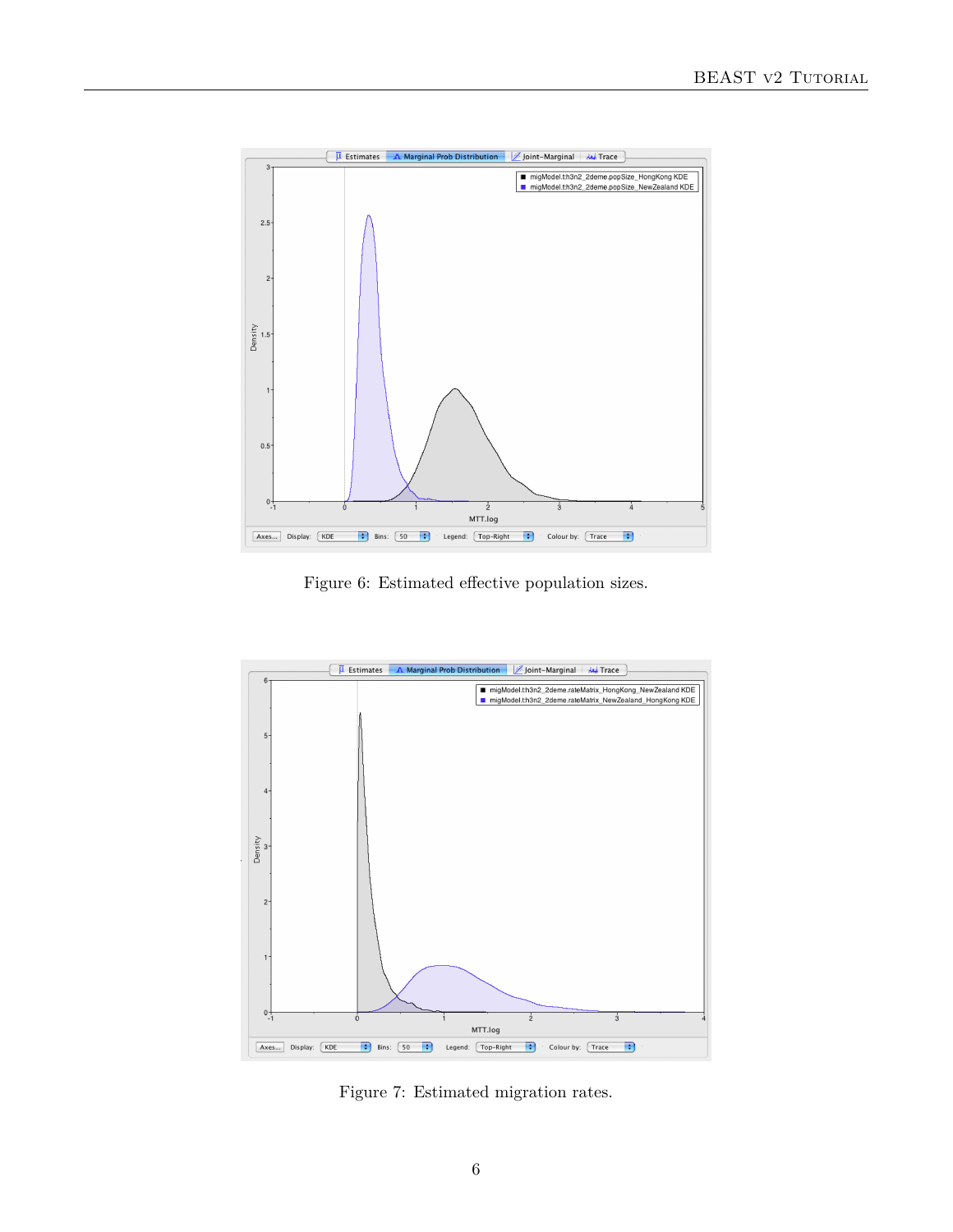Figure 6: Estimated effective population sizes.

Figure 7: Estimated migration rates.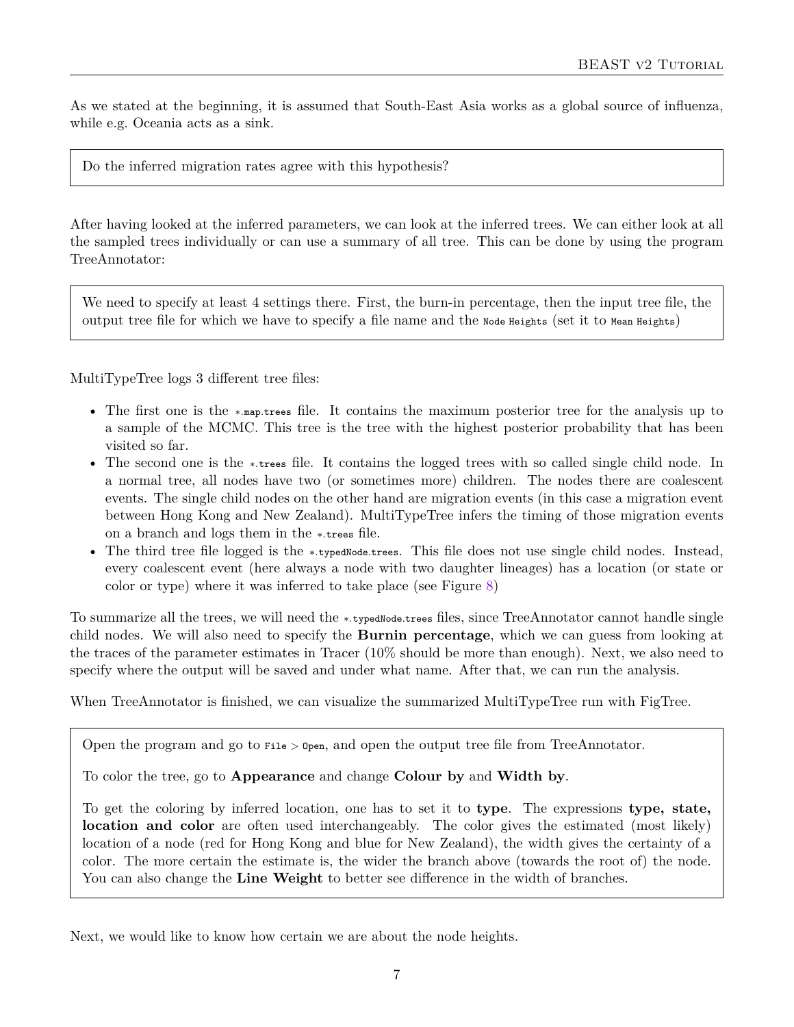As we stated at the beginning, it is assumed that South-East Asia works as a global source of influenza, while e.g. Oceania acts as a sink.

> Do the inferred migration rates agree with this hypothesis?

After having looked at the inferred parameters, we can look at the inferred trees. We can either look at all the sampled trees individually or can use a summary of all tree. This can be done by using the program TreeAnnotator:

> We need to specify at least 4 settings there. First, the burn-in percentage, then the input tree file, the output tree file for which we have to specify a file name and the `Node Heights` (set it to `Mean Heights`)

MultiTypeTree logs 3 different tree files:

- The first one is the `*.map.trees` file. It contains the maximum posterior tree for the analysis up to a sample of the MCMC. This tree is the tree with the highest posterior probability that has been visited so far.
- The second one is the `*.trees` file. It contains the logged trees with so called single child node. In a normal tree, all nodes have two (or sometimes more) children. The nodes there are coalescent events. The single child nodes on the other hand are migration events (in this case a migration event between Hong Kong and New Zealand). MultiTypeTree infers the timing of those migration events on a branch and logs them in the `*.trees` file.
- The third tree file logged is the `*.typedNode.trees`. This file does not use single child nodes. Instead, every coalescent event (here always a node with two daughter lineages) has a location (or state or color or type) where it was inferred to take place (see Figure 8)

To summarize all the trees, we will need the `*.typedNode.trees` files, since TreeAnnotator cannot handle single child nodes. We will also need to specify the **Burnin percentage**, which we can guess from looking at the traces of the parameter estimates in Tracer (10% should be more than enough). Next, we also need to specify where the output will be saved and under what name. After that, we can run the analysis.

When TreeAnnotator is finished, we can visualize the summarized MultiTypeTree run with FigTree.

> Open the program and go to `File` > `Open`, and open the output tree file from TreeAnnotator.
>
> To color the tree, go to **Appearance** and change **Colour by** and **Width by**.
>
> To get the coloring by inferred location, one has to set it to **type**. The expressions **type, state, location and color** are often used interchangeably. The color gives the estimated (most likely) location of a node (red for Hong Kong and blue for New Zealand), the width gives the certainty of a color. The more certain the estimate is, the wider the branch above (towards the root of) the node. You can also change the **Line Weight** to better see difference in the width of branches.

Next, we would like to know how certain we are about the node heights.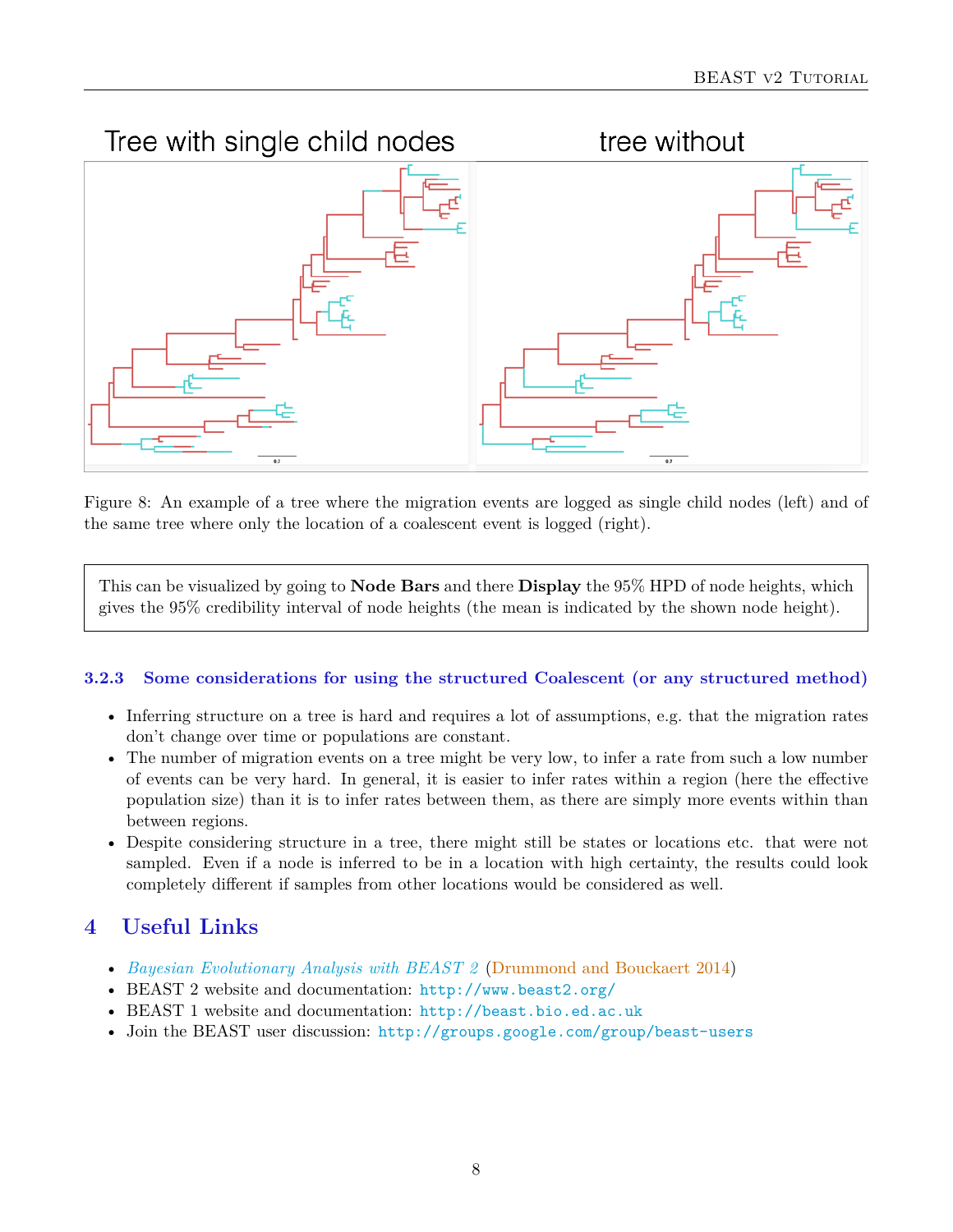Figure 8: An example of a tree where the migration events are logged as single child nodes (left) and of the same tree where only the location of a coalescent event is logged (right).

> This can be visualized by going to **Node Bars** and there **Display** the 95% HPD of node heights, which gives the 95% credibility interval of node heights (the mean is indicated by the shown node height).

### 3.2.3 Some considerations for using the structured Coalescent (or any structured method)

- Inferring structure on a tree is hard and requires a lot of assumptions, e.g. that the migration rates don't change over time or populations are constant.
- The number of migration events on a tree might be very low, to infer a rate from such a low number of events can be very hard. In general, it is easier to infer rates within a region (here the effective population size) than it is to infer rates between them, as there are simply more events within than between regions.
- Despite considering structure in a tree, there might still be states or locations etc. that were not sampled. Even if a node is inferred to be in a location with high certainty, the results could look completely different if samples from other locations would be considered as well.

# 4 Useful Links

- *Bayesian Evolutionary Analysis with BEAST 2* (Drummond and Bouckaert 2014)
- BEAST 2 website and documentation: http://www.beast2.org/
- BEAST 1 website and documentation: http://beast.bio.ed.ac.uk
- Join the BEAST user discussion: http://groups.google.com/group/beast-users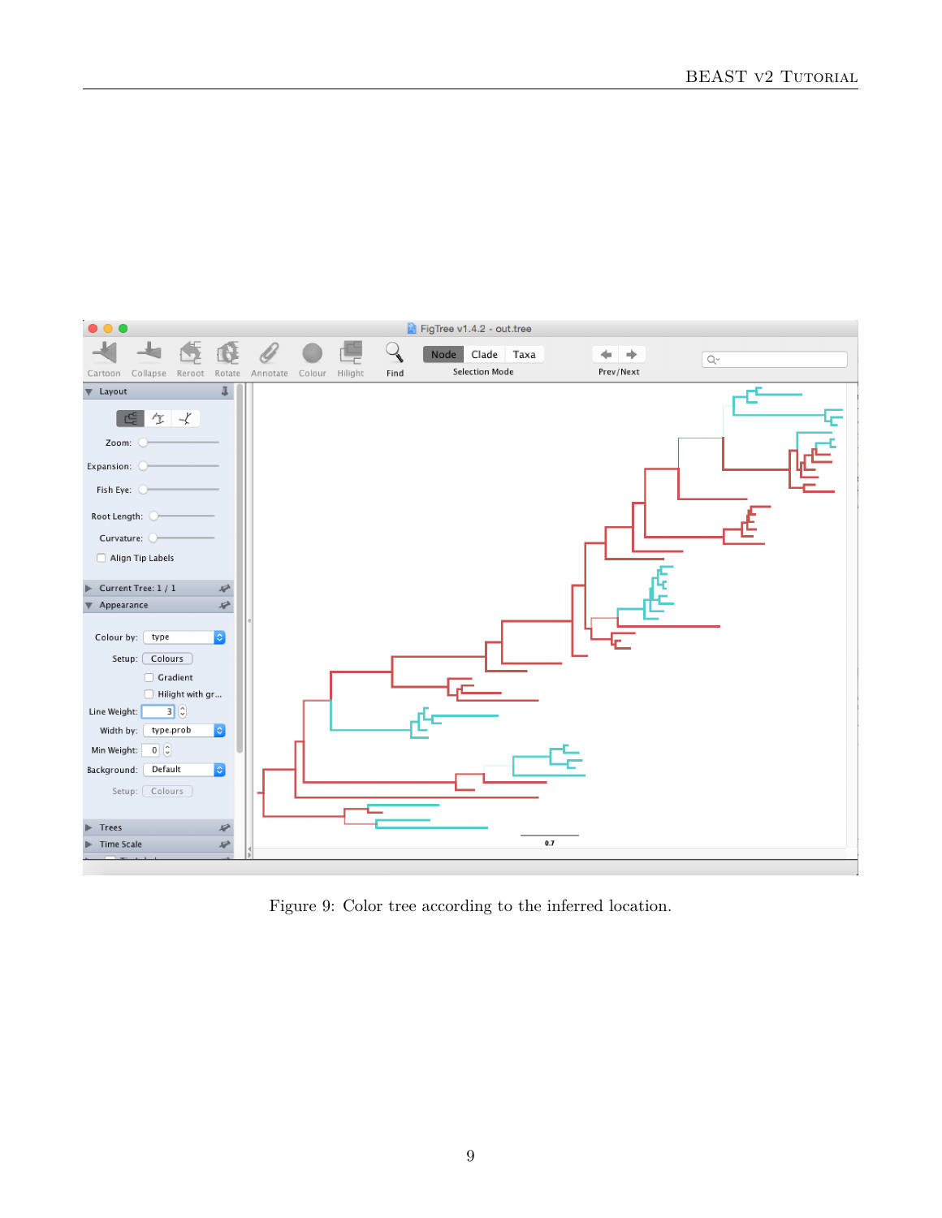Figure 9: Color tree according to the inferred location.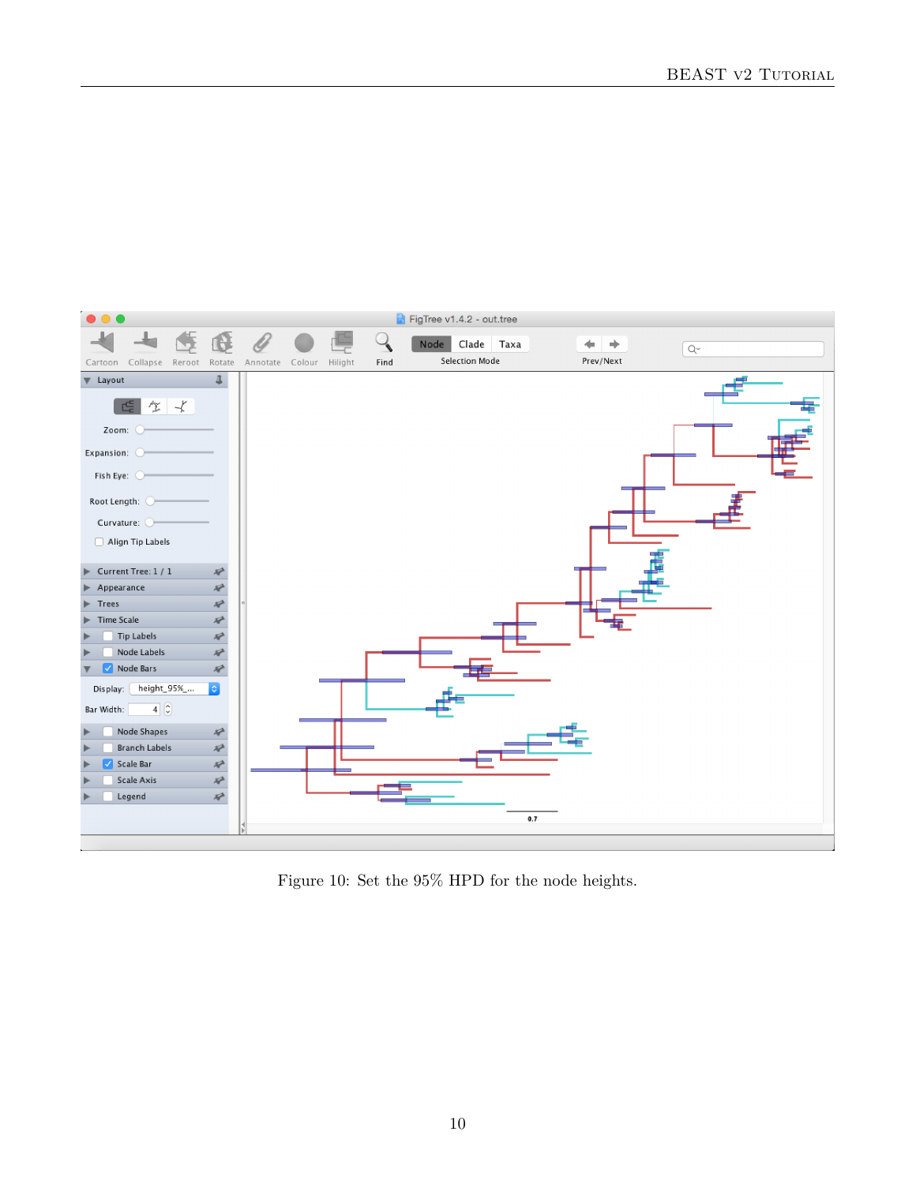Figure 10: Set the 95% HPD for the node heights.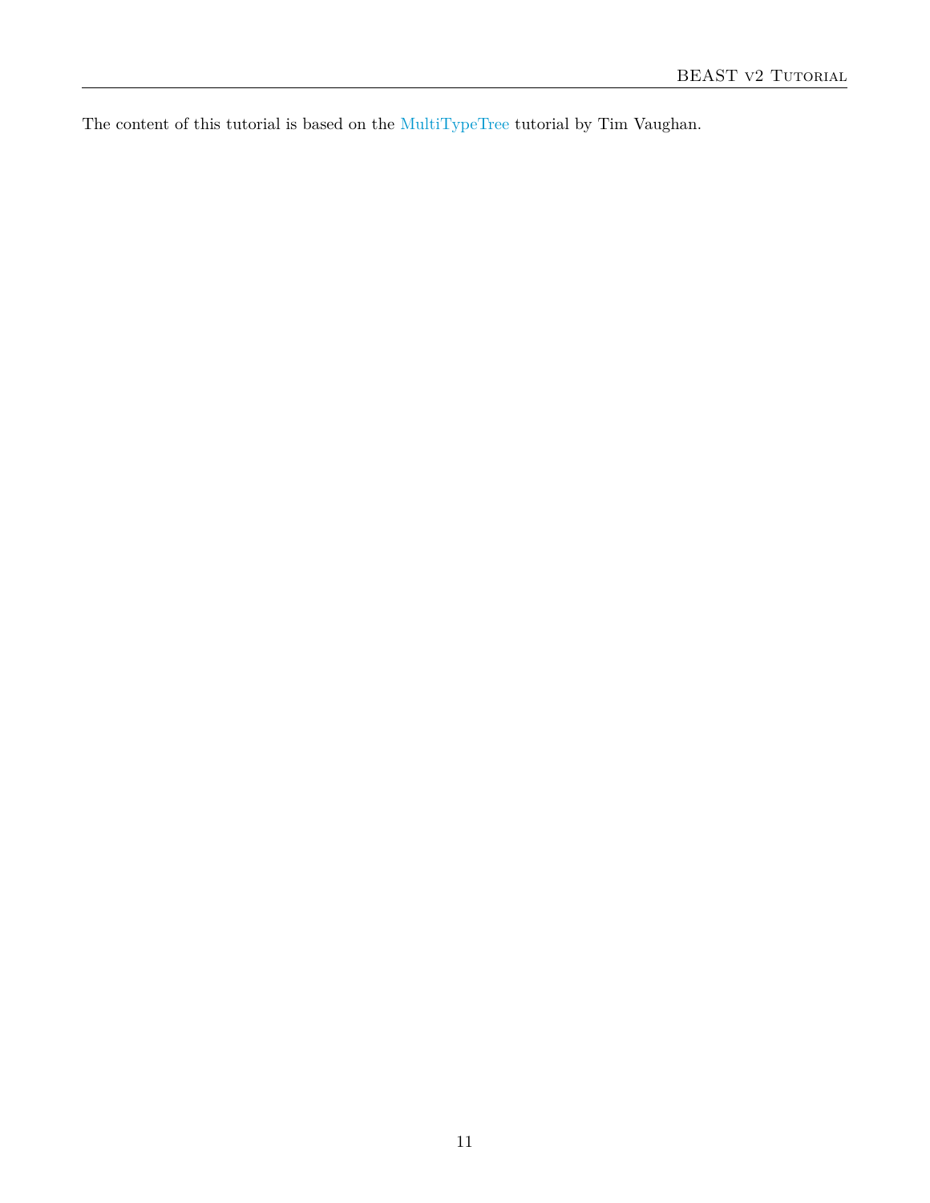The content of this tutorial is based on the MultiTypeTree tutorial by Tim Vaughan.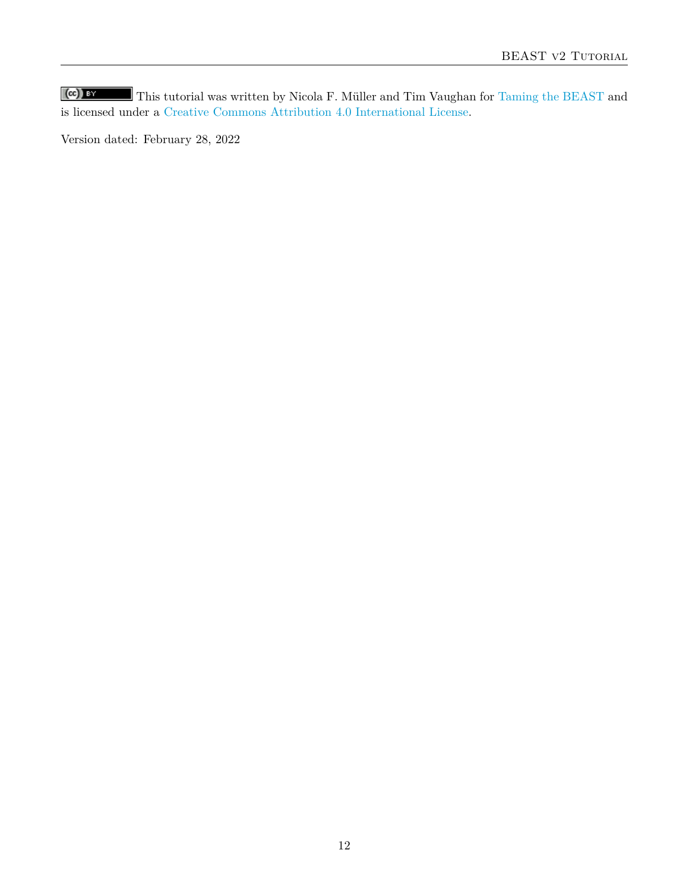This tutorial was written by Nicola F. Müller and Tim Vaughan for Taming the BEAST and is licensed under a Creative Commons Attribution 4.0 International License.

Version dated: February 28, 2022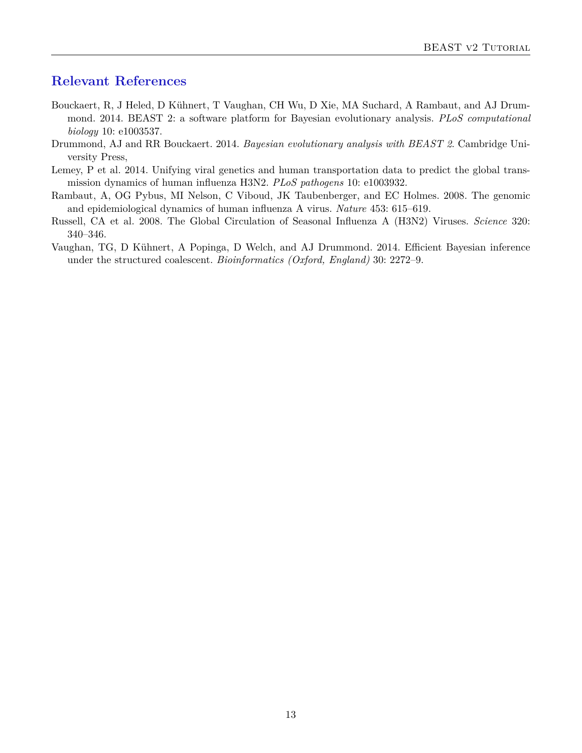## Relevant References

Bouckaert, R, J Heled, D Kühnert, T Vaughan, CH Wu, D Xie, MA Suchard, A Rambaut, and AJ Drummond. 2014. BEAST 2: a software platform for Bayesian evolutionary analysis. *PLoS computational biology* 10: e1003537.

Drummond, AJ and RR Bouckaert. 2014. *Bayesian evolutionary analysis with BEAST 2*. Cambridge University Press,

Lemey, P et al. 2014. Unifying viral genetics and human transportation data to predict the global transmission dynamics of human influenza H3N2. *PLoS pathogens* 10: e1003932.

Rambaut, A, OG Pybus, MI Nelson, C Viboud, JK Taubenberger, and EC Holmes. 2008. The genomic and epidemiological dynamics of human influenza A virus. *Nature* 453: 615–619.

Russell, CA et al. 2008. The Global Circulation of Seasonal Influenza A (H3N2) Viruses. *Science* 320: 340–346.

Vaughan, TG, D Kühnert, A Popinga, D Welch, and AJ Drummond. 2014. Efficient Bayesian inference under the structured coalescent. *Bioinformatics (Oxford, England)* 30: 2272–9.